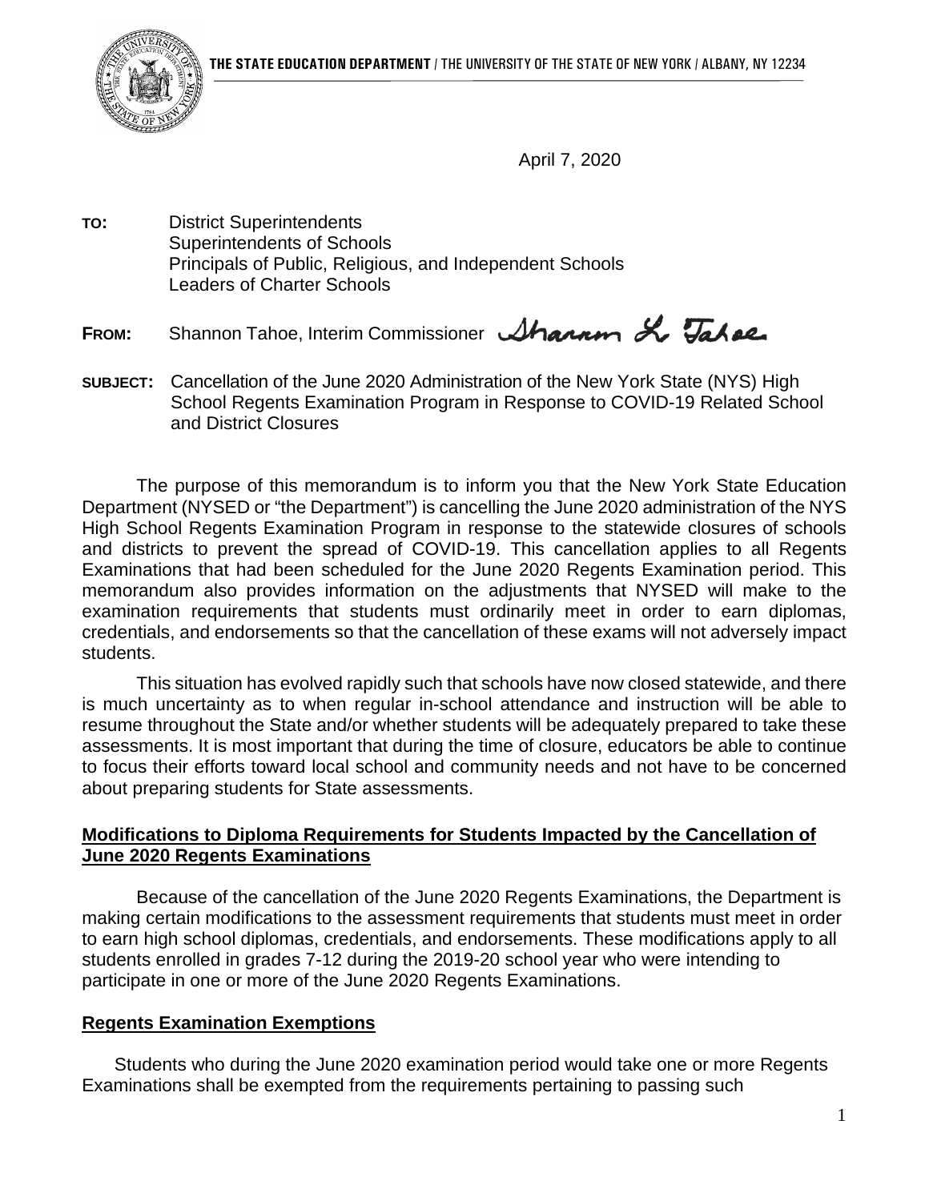**THE STATE EDUCATION DEPARTMENT** / THE UNIVERSITY OF THE STATE OF NEW YORK / ALBANY, NY 12234

April 7, 2020

**TO:** District Superintendents
Superintendents of Schools
Principals of Public, Religious, and Independent Schools
Leaders of Charter Schools

**FROM:** Shannon Tahoe, Interim Commissioner

**SUBJECT:** Cancellation of the June 2020 Administration of the New York State (NYS) High School Regents Examination Program in Response to COVID-19 Related School and District Closures

The purpose of this memorandum is to inform you that the New York State Education Department (NYSED or "the Department") is cancelling the June 2020 administration of the NYS High School Regents Examination Program in response to the statewide closures of schools and districts to prevent the spread of COVID-19. This cancellation applies to all Regents Examinations that had been scheduled for the June 2020 Regents Examination period. This memorandum also provides information on the adjustments that NYSED will make to the examination requirements that students must ordinarily meet in order to earn diplomas, credentials, and endorsements so that the cancellation of these exams will not adversely impact students.

This situation has evolved rapidly such that schools have now closed statewide, and there is much uncertainty as to when regular in-school attendance and instruction will be able to resume throughout the State and/or whether students will be adequately prepared to take these assessments. It is most important that during the time of closure, educators be able to continue to focus their efforts toward local school and community needs and not have to be concerned about preparing students for State assessments.

## Modifications to Diploma Requirements for Students Impacted by the Cancellation of June 2020 Regents Examinations

Because of the cancellation of the June 2020 Regents Examinations, the Department is making certain modifications to the assessment requirements that students must meet in order to earn high school diplomas, credentials, and endorsements. These modifications apply to all students enrolled in grades 7-12 during the 2019-20 school year who were intending to participate in one or more of the June 2020 Regents Examinations.

## Regents Examination Exemptions

Students who during the June 2020 examination period would take one or more Regents Examinations shall be exempted from the requirements pertaining to passing such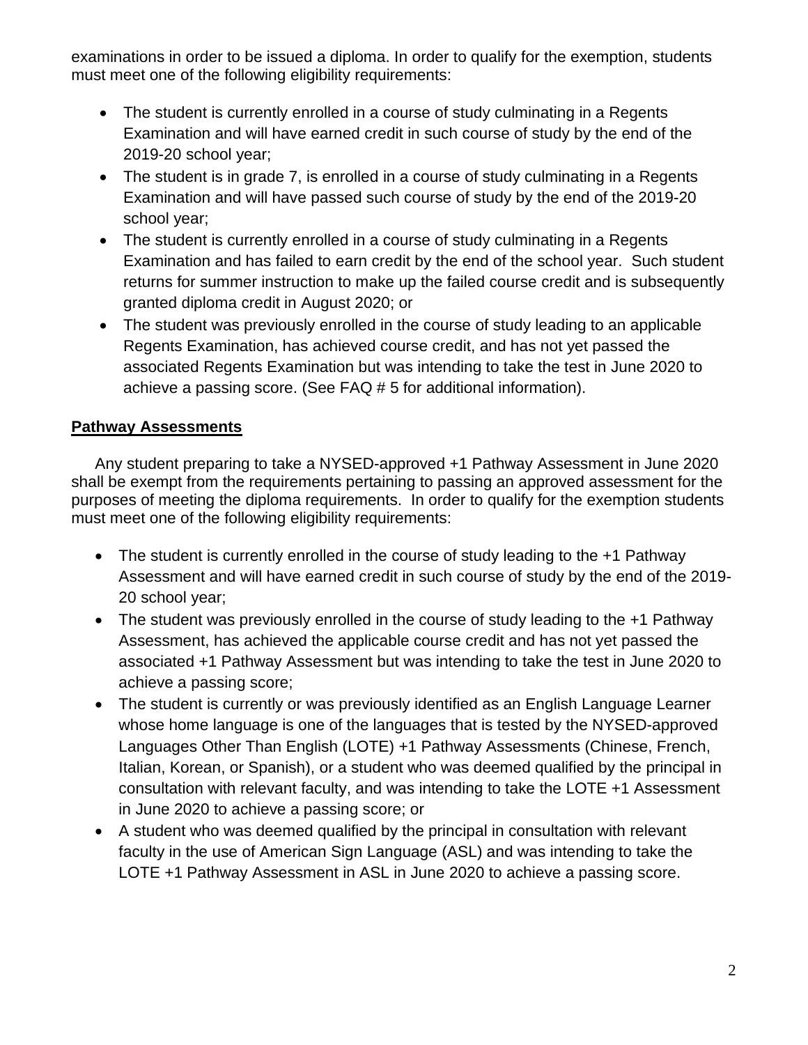examinations in order to be issued a diploma. In order to qualify for the exemption, students must meet one of the following eligibility requirements:

- The student is currently enrolled in a course of study culminating in a Regents Examination and will have earned credit in such course of study by the end of the 2019-20 school year;
- The student is in grade 7, is enrolled in a course of study culminating in a Regents Examination and will have passed such course of study by the end of the 2019-20 school year;
- The student is currently enrolled in a course of study culminating in a Regents Examination and has failed to earn credit by the end of the school year. Such student returns for summer instruction to make up the failed course credit and is subsequently granted diploma credit in August 2020; or
- The student was previously enrolled in the course of study leading to an applicable Regents Examination, has achieved course credit, and has not yet passed the associated Regents Examination but was intending to take the test in June 2020 to achieve a passing score. (See FAQ # 5 for additional information).

## Pathway Assessments

Any student preparing to take a NYSED-approved +1 Pathway Assessment in June 2020 shall be exempt from the requirements pertaining to passing an approved assessment for the purposes of meeting the diploma requirements. In order to qualify for the exemption students must meet one of the following eligibility requirements:

- The student is currently enrolled in the course of study leading to the +1 Pathway Assessment and will have earned credit in such course of study by the end of the 2019-20 school year;
- The student was previously enrolled in the course of study leading to the +1 Pathway Assessment, has achieved the applicable course credit and has not yet passed the associated +1 Pathway Assessment but was intending to take the test in June 2020 to achieve a passing score;
- The student is currently or was previously identified as an English Language Learner whose home language is one of the languages that is tested by the NYSED-approved Languages Other Than English (LOTE) +1 Pathway Assessments (Chinese, French, Italian, Korean, or Spanish), or a student who was deemed qualified by the principal in consultation with relevant faculty, and was intending to take the LOTE +1 Assessment in June 2020 to achieve a passing score; or
- A student who was deemed qualified by the principal in consultation with relevant faculty in the use of American Sign Language (ASL) and was intending to take the LOTE +1 Pathway Assessment in ASL in June 2020 to achieve a passing score.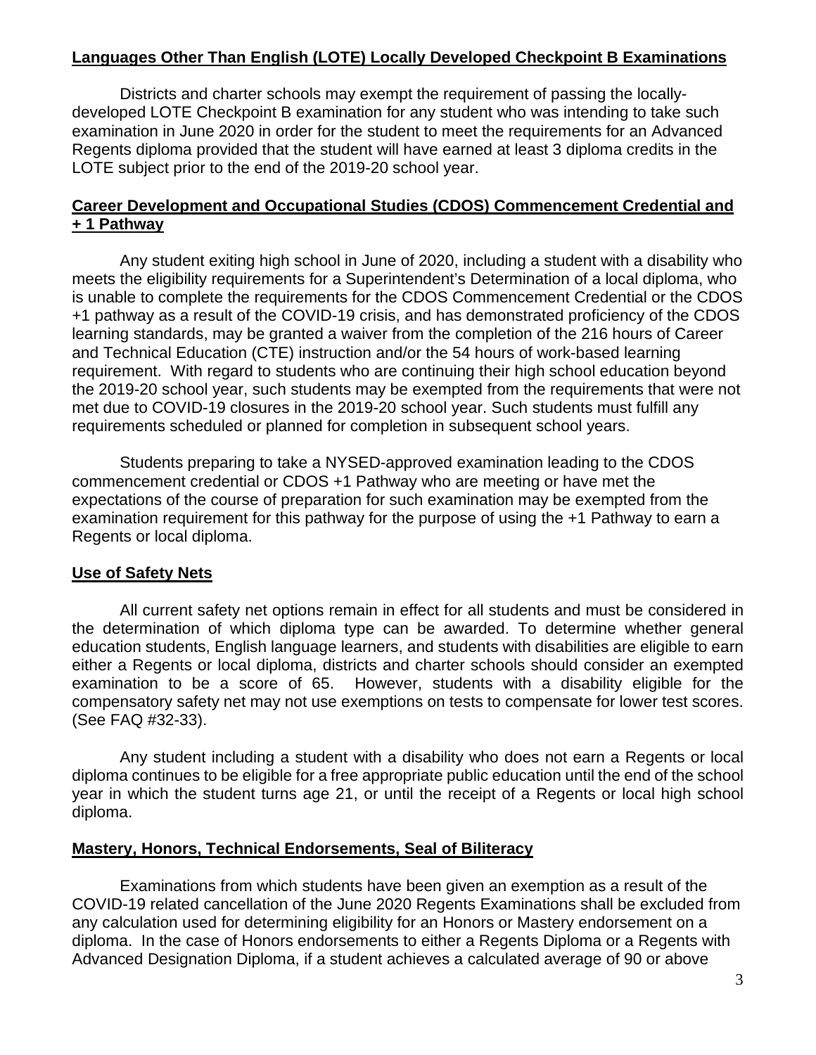## Languages Other Than English (LOTE) Locally Developed Checkpoint B Examinations

Districts and charter schools may exempt the requirement of passing the locally-developed LOTE Checkpoint B examination for any student who was intending to take such examination in June 2020 in order for the student to meet the requirements for an Advanced Regents diploma provided that the student will have earned at least 3 diploma credits in the LOTE subject prior to the end of the 2019-20 school year.

## Career Development and Occupational Studies (CDOS) Commencement Credential and + 1 Pathway

Any student exiting high school in June of 2020, including a student with a disability who meets the eligibility requirements for a Superintendent's Determination of a local diploma, who is unable to complete the requirements for the CDOS Commencement Credential or the CDOS +1 pathway as a result of the COVID-19 crisis, and has demonstrated proficiency of the CDOS learning standards, may be granted a waiver from the completion of the 216 hours of Career and Technical Education (CTE) instruction and/or the 54 hours of work-based learning requirement. With regard to students who are continuing their high school education beyond the 2019-20 school year, such students may be exempted from the requirements that were not met due to COVID-19 closures in the 2019-20 school year. Such students must fulfill any requirements scheduled or planned for completion in subsequent school years.

Students preparing to take a NYSED-approved examination leading to the CDOS commencement credential or CDOS +1 Pathway who are meeting or have met the expectations of the course of preparation for such examination may be exempted from the examination requirement for this pathway for the purpose of using the +1 Pathway to earn a Regents or local diploma.

## Use of Safety Nets

All current safety net options remain in effect for all students and must be considered in the determination of which diploma type can be awarded. To determine whether general education students, English language learners, and students with disabilities are eligible to earn either a Regents or local diploma, districts and charter schools should consider an exempted examination to be a score of 65. However, students with a disability eligible for the compensatory safety net may not use exemptions on tests to compensate for lower test scores. (See FAQ #32-33).

Any student including a student with a disability who does not earn a Regents or local diploma continues to be eligible for a free appropriate public education until the end of the school year in which the student turns age 21, or until the receipt of a Regents or local high school diploma.

## Mastery, Honors, Technical Endorsements, Seal of Biliteracy

Examinations from which students have been given an exemption as a result of the COVID-19 related cancellation of the June 2020 Regents Examinations shall be excluded from any calculation used for determining eligibility for an Honors or Mastery endorsement on a diploma. In the case of Honors endorsements to either a Regents Diploma or a Regents with Advanced Designation Diploma, if a student achieves a calculated average of 90 or above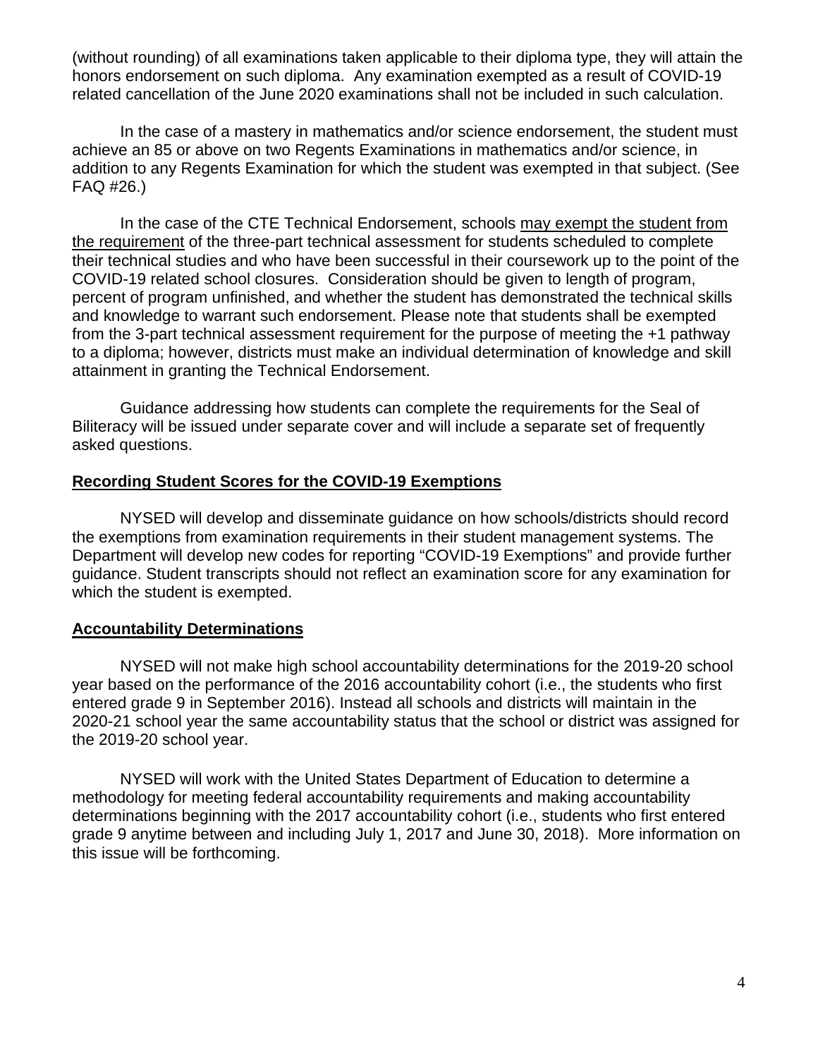(without rounding) of all examinations taken applicable to their diploma type, they will attain the honors endorsement on such diploma. Any examination exempted as a result of COVID-19 related cancellation of the June 2020 examinations shall not be included in such calculation.

In the case of a mastery in mathematics and/or science endorsement, the student must achieve an 85 or above on two Regents Examinations in mathematics and/or science, in addition to any Regents Examination for which the student was exempted in that subject. (See FAQ #26.)

In the case of the CTE Technical Endorsement, schools <u>may exempt the student from the requirement</u> of the three-part technical assessment for students scheduled to complete their technical studies and who have been successful in their coursework up to the point of the COVID-19 related school closures. Consideration should be given to length of program, percent of program unfinished, and whether the student has demonstrated the technical skills and knowledge to warrant such endorsement. Please note that students shall be exempted from the 3-part technical assessment requirement for the purpose of meeting the +1 pathway to a diploma; however, districts must make an individual determination of knowledge and skill attainment in granting the Technical Endorsement.

Guidance addressing how students can complete the requirements for the Seal of Biliteracy will be issued under separate cover and will include a separate set of frequently asked questions.

## Recording Student Scores for the COVID-19 Exemptions

NYSED will develop and disseminate guidance on how schools/districts should record the exemptions from examination requirements in their student management systems. The Department will develop new codes for reporting "COVID-19 Exemptions" and provide further guidance. Student transcripts should not reflect an examination score for any examination for which the student is exempted.

## Accountability Determinations

NYSED will not make high school accountability determinations for the 2019-20 school year based on the performance of the 2016 accountability cohort (i.e., the students who first entered grade 9 in September 2016). Instead all schools and districts will maintain in the 2020-21 school year the same accountability status that the school or district was assigned for the 2019-20 school year.

NYSED will work with the United States Department of Education to determine a methodology for meeting federal accountability requirements and making accountability determinations beginning with the 2017 accountability cohort (i.e., students who first entered grade 9 anytime between and including July 1, 2017 and June 30, 2018). More information on this issue will be forthcoming.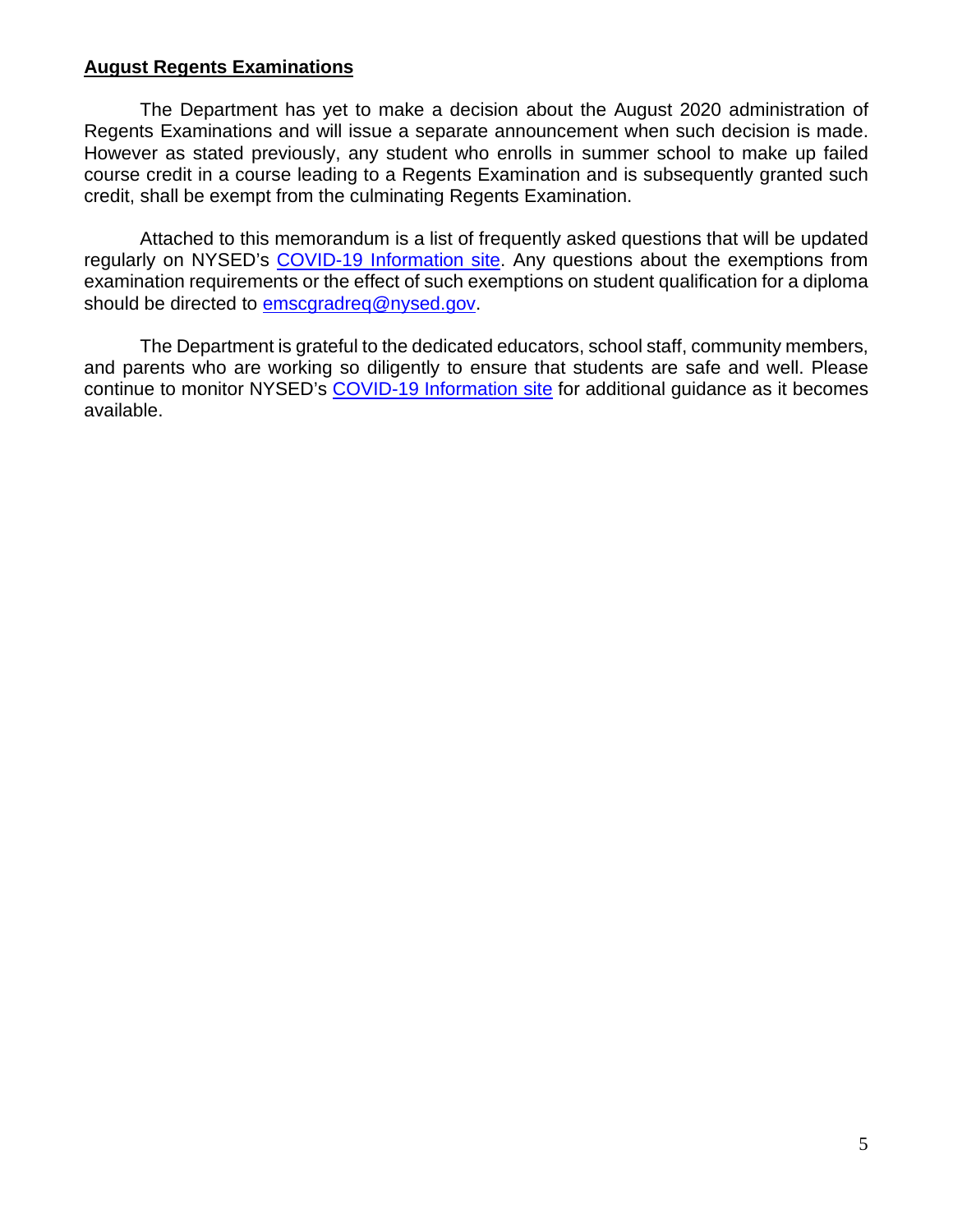## August Regents Examinations

The Department has yet to make a decision about the August 2020 administration of Regents Examinations and will issue a separate announcement when such decision is made. However as stated previously, any student who enrolls in summer school to make up failed course credit in a course leading to a Regents Examination and is subsequently granted such credit, shall be exempt from the culminating Regents Examination.

Attached to this memorandum is a list of frequently asked questions that will be updated regularly on NYSED's COVID-19 Information site. Any questions about the exemptions from examination requirements or the effect of such exemptions on student qualification for a diploma should be directed to emscgradreq@nysed.gov.

The Department is grateful to the dedicated educators, school staff, community members, and parents who are working so diligently to ensure that students are safe and well. Please continue to monitor NYSED's COVID-19 Information site for additional guidance as it becomes available.